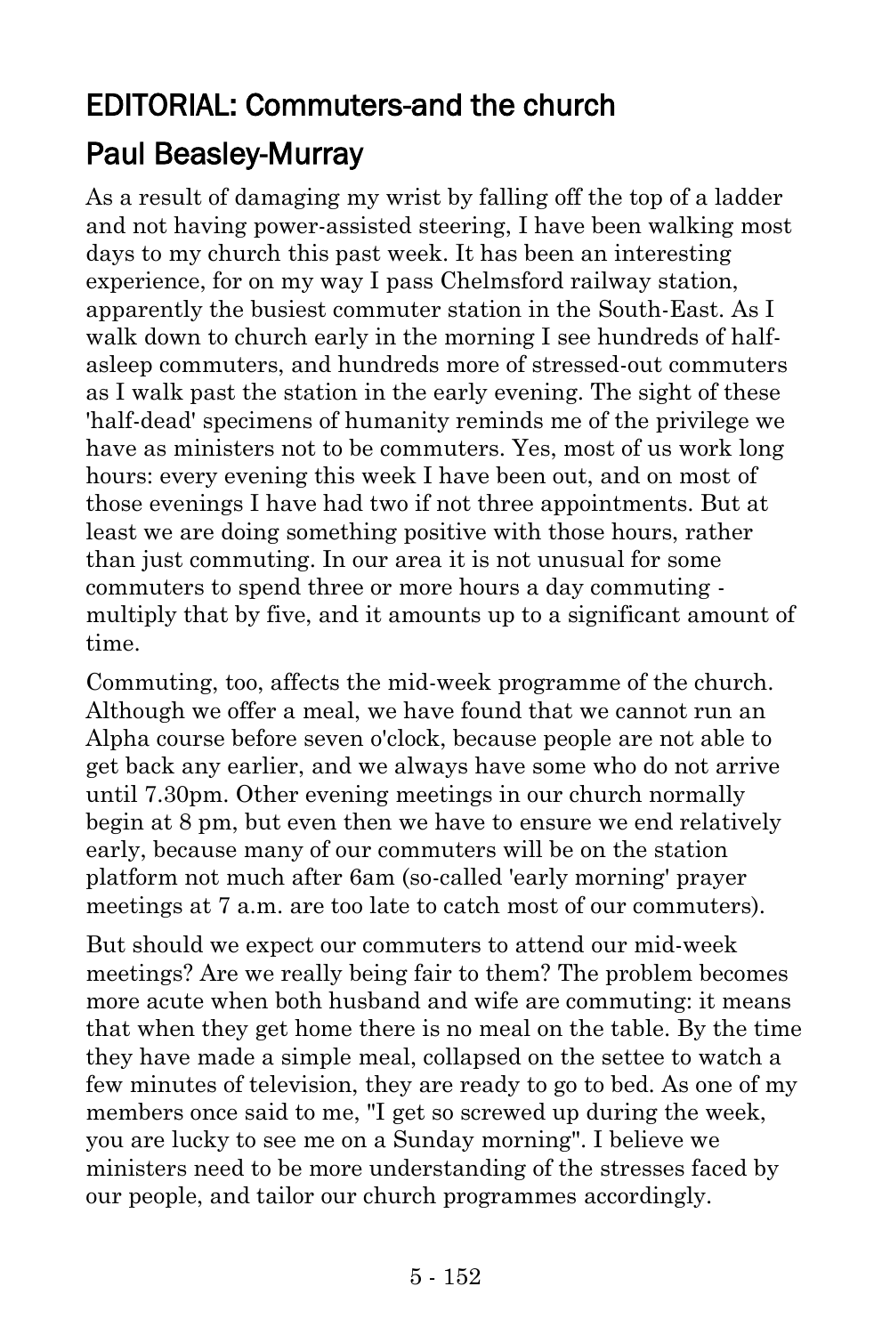# EDITORIAL: Commuters-and the church

## Paul Beasley-Murray

As a result of damaging my wrist by falling off the top of a ladder and not having power-assisted steering, I have been walking most days to my church this past week. It has been an interesting experience, for on my way I pass Chelmsford railway station, apparently the busiest commuter station in the South-East. As I walk down to church early in the morning I see hundreds of half-asleep commuters, and hundreds more of stressed-out commuters as I walk past the station in the early evening. The sight of these 'half-dead' specimens of humanity reminds me of the privilege we have as ministers not to be commuters. Yes, most of us work long hours: every evening this week I have been out, and on most of those evenings I have had two if not three appointments. But at least we are doing something positive with those hours, rather than just commuting. In our area it is not unusual for some commuters to spend three or more hours a day commuting - multiply that by five, and it amounts up to a significant amount of time.

Commuting, too, affects the mid-week programme of the church. Although we offer a meal, we have found that we cannot run an Alpha course before seven o'clock, because people are not able to get back any earlier, and we always have some who do not arrive until 7.30pm. Other evening meetings in our church normally begin at 8 pm, but even then we have to ensure we end relatively early, because many of our commuters will be on the station platform not much after 6am (so-called 'early morning' prayer meetings at 7 a.m. are too late to catch most of our commuters).

But should we expect our commuters to attend our mid-week meetings? Are we really being fair to them? The problem becomes more acute when both husband and wife are commuting: it means that when they get home there is no meal on the table. By the time they have made a simple meal, collapsed on the settee to watch a few minutes of television, they are ready to go to bed. As one of my members once said to me, "I get so screwed up during the week, you are lucky to see me on a Sunday morning". I believe we ministers need to be more understanding of the stresses faced by our people, and tailor our church programmes accordingly.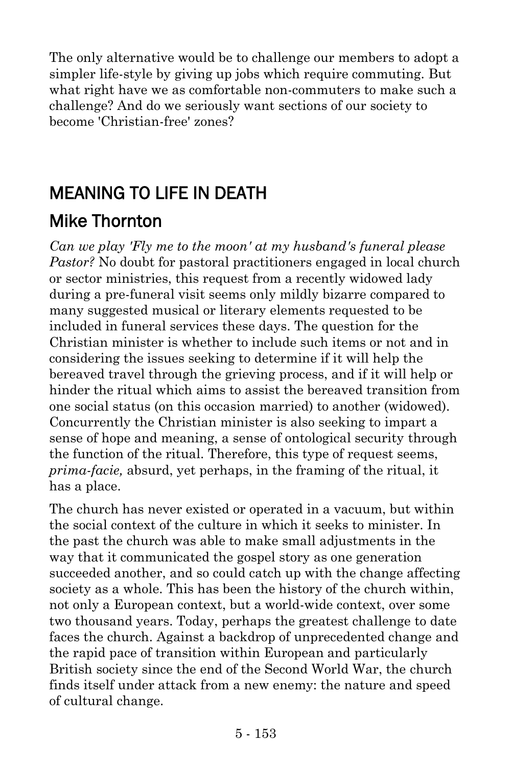The only alternative would be to challenge our members to adopt a simpler life-style by giving up jobs which require commuting. But what right have we as comfortable non-commuters to make such a challenge? And do we seriously want sections of our society to become 'Christian-free' zones?

## MEANING TO LIFE IN DEATH

### Mike Thornton

*Can we play 'Fly me to the moon' at my husband's funeral please Pastor?* No doubt for pastoral practitioners engaged in local church or sector ministries, this request from a recently widowed lady during a pre-funeral visit seems only mildly bizarre compared to many suggested musical or literary elements requested to be included in funeral services these days. The question for the Christian minister is whether to include such items or not and in considering the issues seeking to determine if it will help the bereaved travel through the grieving process, and if it will help or hinder the ritual which aims to assist the bereaved transition from one social status (on this occasion married) to another (widowed). Concurrently the Christian minister is also seeking to impart a sense of hope and meaning, a sense of ontological security through the function of the ritual. Therefore, this type of request seems, *prima-facie,* absurd, yet perhaps, in the framing of the ritual, it has a place.

The church has never existed or operated in a vacuum, but within the social context of the culture in which it seeks to minister. In the past the church was able to make small adjustments in the way that it communicated the gospel story as one generation succeeded another, and so could catch up with the change affecting society as a whole. This has been the history of the church within, not only a European context, but a world-wide context, over some two thousand years. Today, perhaps the greatest challenge to date faces the church. Against a backdrop of unprecedented change and the rapid pace of transition within European and particularly British society since the end of the Second World War, the church finds itself under attack from a new enemy: the nature and speed of cultural change.